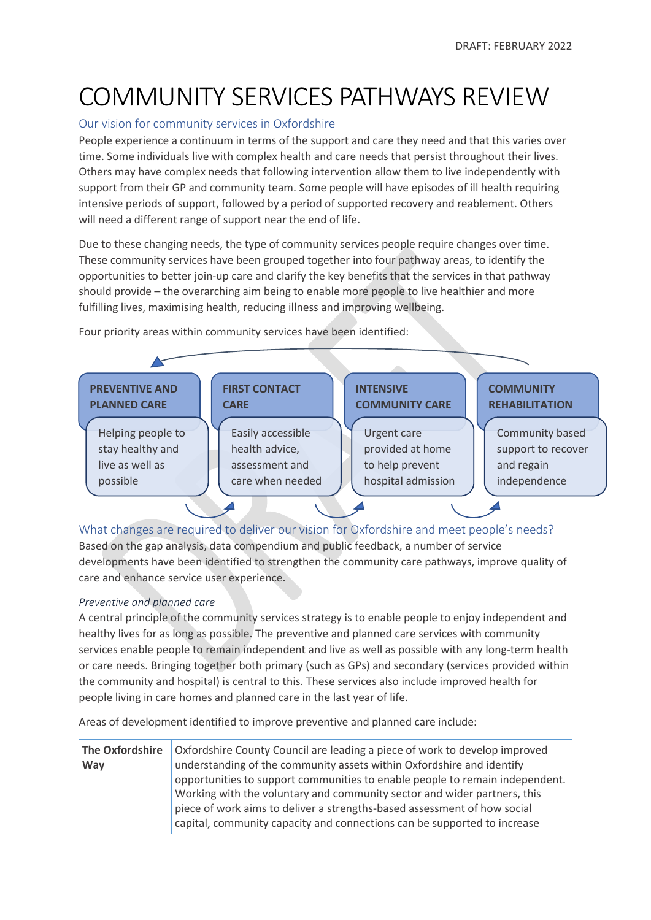DRAFT: FEBRUARY 2022

# COMMUNITY SERVICES PATHWAYS REVIEW

## Our vision for community services in Oxfordshire

People experience a continuum in terms of the support and care they need and that this varies over time. Some individuals live with complex health and care needs that persist throughout their lives. Others may have complex needs that following intervention allow them to live independently with support from their GP and community team. Some people will have episodes of ill health requiring intensive periods of support, followed by a period of supported recovery and reablement. Others will need a different range of support near the end of life.

Due to these changing needs, the type of community services people require changes over time. These community services have been grouped together into four pathway areas, to identify the opportunities to better join-up care and clarify the key benefits that the services in that pathway should provide – the overarching aim being to enable more people to live healthier and more fulfilling lives, maximising health, reducing illness and improving wellbeing.

Four priority areas within community services have been identified:

| PREVENTIVE AND PLANNED CARE | FIRST CONTACT CARE | INTENSIVE COMMUNITY CARE | COMMUNITY REHABILITATION |
|---|---|---|---|
| Helping people to stay healthy and live as well as possible | Easily accessible health advice, assessment and care when needed | Urgent care provided at home to help prevent hospital admission | Community based support to recover and regain independence |

## What changes are required to deliver our vision for Oxfordshire and meet people's needs?

Based on the gap analysis, data compendium and public feedback, a number of service developments have been identified to strengthen the community care pathways, improve quality of care and enhance service user experience.

### *Preventive and planned care*

A central principle of the community services strategy is to enable people to enjoy independent and healthy lives for as long as possible. The preventive and planned care services with community services enable people to remain independent and live as well as possible with any long-term health or care needs. Bringing together both primary (such as GPs) and secondary (services provided within the community and hospital) is central to this. These services also include improved health for people living in care homes and planned care in the last year of life.

Areas of development identified to improve preventive and planned care include:

| | |
|---|---|
| **The Oxfordshire Way** | Oxfordshire County Council are leading a piece of work to develop improved understanding of the community assets within Oxfordshire and identify opportunities to support communities to enable people to remain independent. Working with the voluntary and community sector and wider partners, this piece of work aims to deliver a strengths-based assessment of how social capital, community capacity and connections can be supported to increase |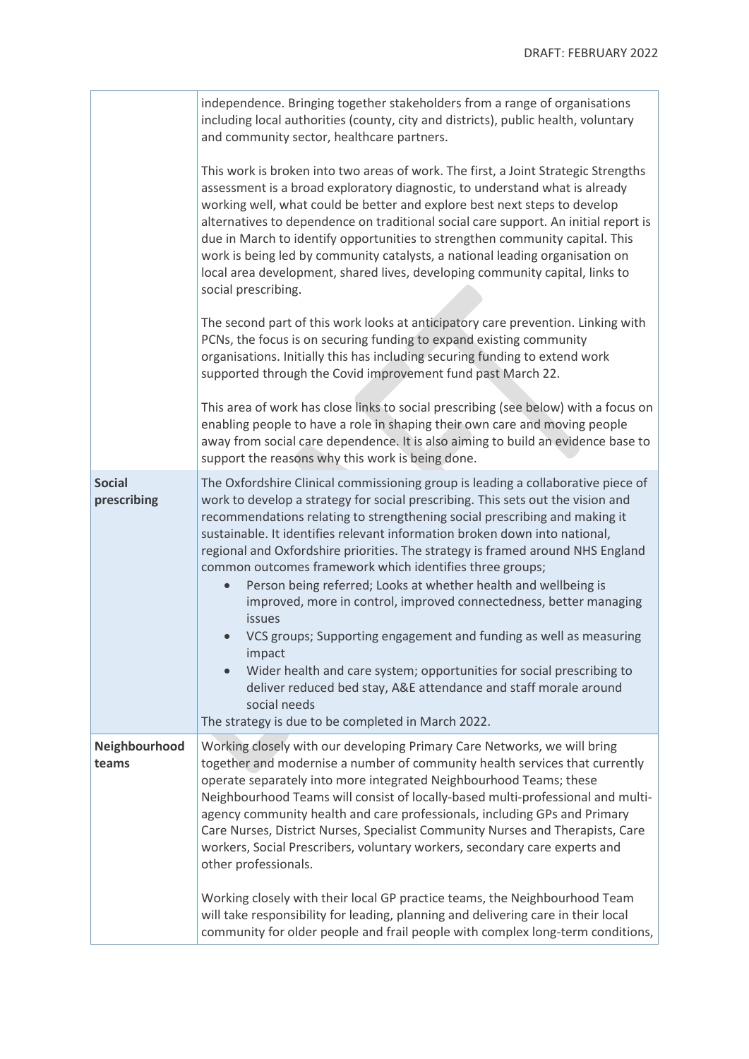| | |
|---|---|
| | independence. Bringing together stakeholders from a range of organisations including local authorities (county, city and districts), public health, voluntary and community sector, healthcare partners.<br><br>This work is broken into two areas of work. The first, a Joint Strategic Strengths assessment is a broad exploratory diagnostic, to understand what is already working well, what could be better and explore best next steps to develop alternatives to dependence on traditional social care support. An initial report is due in March to identify opportunities to strengthen community capital. This work is being led by community catalysts, a national leading organisation on local area development, shared lives, developing community capital, links to social prescribing.<br><br>The second part of this work looks at anticipatory care prevention. Linking with PCNs, the focus is on securing funding to expand existing community organisations. Initially this has including securing funding to extend work supported through the Covid improvement fund past March 22.<br><br>This area of work has close links to social prescribing (see below) with a focus on enabling people to have a role in shaping their own care and moving people away from social care dependence. It is also aiming to build an evidence base to support the reasons why this work is being done. |
| **Social prescribing** | The Oxfordshire Clinical commissioning group is leading a collaborative piece of work to develop a strategy for social prescribing. This sets out the vision and recommendations relating to strengthening social prescribing and making it sustainable. It identifies relevant information broken down into national, regional and Oxfordshire priorities. The strategy is framed around NHS England common outcomes framework which identifies three groups;<br>• Person being referred; Looks at whether health and wellbeing is improved, more in control, improved connectedness, better managing issues<br>• VCS groups; Supporting engagement and funding as well as measuring impact<br>• Wider health and care system; opportunities for social prescribing to deliver reduced bed stay, A&E attendance and staff morale around social needs<br>The strategy is due to be completed in March 2022. |
| **Neighbourhood teams** | Working closely with our developing Primary Care Networks, we will bring together and modernise a number of community health services that currently operate separately into more integrated Neighbourhood Teams; these Neighbourhood Teams will consist of locally-based multi-professional and multi-agency community health and care professionals, including GPs and Primary Care Nurses, District Nurses, Specialist Community Nurses and Therapists, Care workers, Social Prescribers, voluntary workers, secondary care experts and other professionals.<br><br>Working closely with their local GP practice teams, the Neighbourhood Team will take responsibility for leading, planning and delivering care in their local community for older people and frail people with complex long-term conditions, |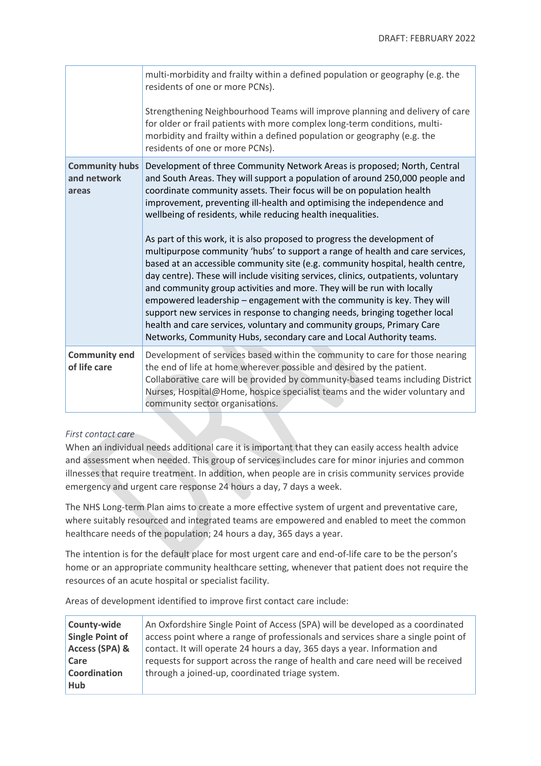| | |
|---|---|
| | multi-morbidity and frailty within a defined population or geography (e.g. the residents of one or more PCNs).<br><br>Strengthening Neighbourhood Teams will improve planning and delivery of care for older or frail patients with more complex long-term conditions, multi-morbidity and frailty within a defined population or geography (e.g. the residents of one or more PCNs). |
| **Community hubs and network areas** | Development of three Community Network Areas is proposed; North, Central and South Areas. They will support a population of around 250,000 people and coordinate community assets. Their focus will be on population health improvement, preventing ill-health and optimising the independence and wellbeing of residents, while reducing health inequalities.<br><br>As part of this work, it is also proposed to progress the development of multipurpose community 'hubs' to support a range of health and care services, based at an accessible community site (e.g. community hospital, health centre, day centre). These will include visiting services, clinics, outpatients, voluntary and community group activities and more. They will be run with locally empowered leadership – engagement with the community is key. They will support new services in response to changing needs, bringing together local health and care services, voluntary and community groups, Primary Care Networks, Community Hubs, secondary care and Local Authority teams. |
| **Community end of life care** | Development of services based within the community to care for those nearing the end of life at home wherever possible and desired by the patient. Collaborative care will be provided by community-based teams including District Nurses, Hospital@Home, hospice specialist teams and the wider voluntary and community sector organisations. |

*First contact care*

When an individual needs additional care it is important that they can easily access health advice and assessment when needed. This group of services includes care for minor injuries and common illnesses that require treatment. In addition, when people are in crisis community services provide emergency and urgent care response 24 hours a day, 7 days a week.

The NHS Long-term Plan aims to create a more effective system of urgent and preventative care, where suitably resourced and integrated teams are empowered and enabled to meet the common healthcare needs of the population; 24 hours a day, 365 days a year.

The intention is for the default place for most urgent care and end-of-life care to be the person's home or an appropriate community healthcare setting, whenever that patient does not require the resources of an acute hospital or specialist facility.

Areas of development identified to improve first contact care include:

| | |
|---|---|
| **County-wide Single Point of Access (SPA) & Care Coordination Hub** | An Oxfordshire Single Point of Access (SPA) will be developed as a coordinated access point where a range of professionals and services share a single point of contact. It will operate 24 hours a day, 365 days a year. Information and requests for support across the range of health and care need will be received through a joined-up, coordinated triage system. |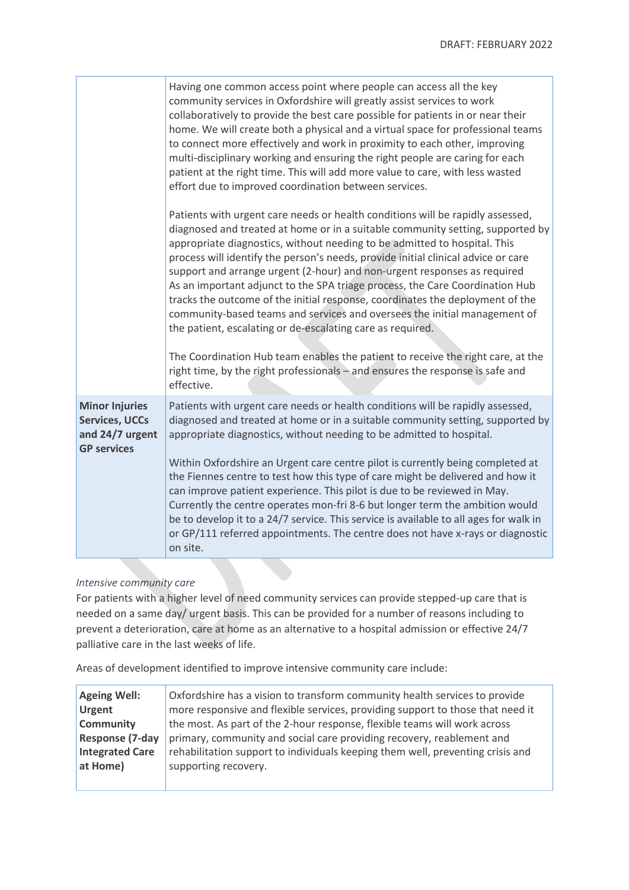| | |
|---|---|
| | Having one common access point where people can access all the key community services in Oxfordshire will greatly assist services to work collaboratively to provide the best care possible for patients in or near their home. We will create both a physical and a virtual space for professional teams to connect more effectively and work in proximity to each other, improving multi-disciplinary working and ensuring the right people are caring for each patient at the right time. This will add more value to care, with less wasted effort due to improved coordination between services.<br><br>Patients with urgent care needs or health conditions will be rapidly assessed, diagnosed and treated at home or in a suitable community setting, supported by appropriate diagnostics, without needing to be admitted to hospital. This process will identify the person's needs, provide initial clinical advice or care support and arrange urgent (2-hour) and non-urgent responses as required As an important adjunct to the SPA triage process, the Care Coordination Hub tracks the outcome of the initial response, coordinates the deployment of the community-based teams and services and oversees the initial management of the patient, escalating or de-escalating care as required.<br><br>The Coordination Hub team enables the patient to receive the right care, at the right time, by the right professionals – and ensures the response is safe and effective. |
| **Minor Injuries Services, UCCs and 24/7 urgent GP services** | Patients with urgent care needs or health conditions will be rapidly assessed, diagnosed and treated at home or in a suitable community setting, supported by appropriate diagnostics, without needing to be admitted to hospital.<br><br>Within Oxfordshire an Urgent care centre pilot is currently being completed at the Fiennes centre to test how this type of care might be delivered and how it can improve patient experience. This pilot is due to be reviewed in May. Currently the centre operates mon-fri 8-6 but longer term the ambition would be to develop it to a 24/7 service. This service is available to all ages for walk in or GP/111 referred appointments. The centre does not have x-rays or diagnostic on site. |

*Intensive community care*

For patients with a higher level of need community services can provide stepped-up care that is needed on a same day/ urgent basis. This can be provided for a number of reasons including to prevent a deterioration, care at home as an alternative to a hospital admission or effective 24/7 palliative care in the last weeks of life.

Areas of development identified to improve intensive community care include:

| | |
|---|---|
| **Ageing Well: Urgent Community Response (7-day Integrated Care at Home)** | Oxfordshire has a vision to transform community health services to provide more responsive and flexible services, providing support to those that need it the most. As part of the 2-hour response, flexible teams will work across primary, community and social care providing recovery, reablement and rehabilitation support to individuals keeping them well, preventing crisis and supporting recovery. |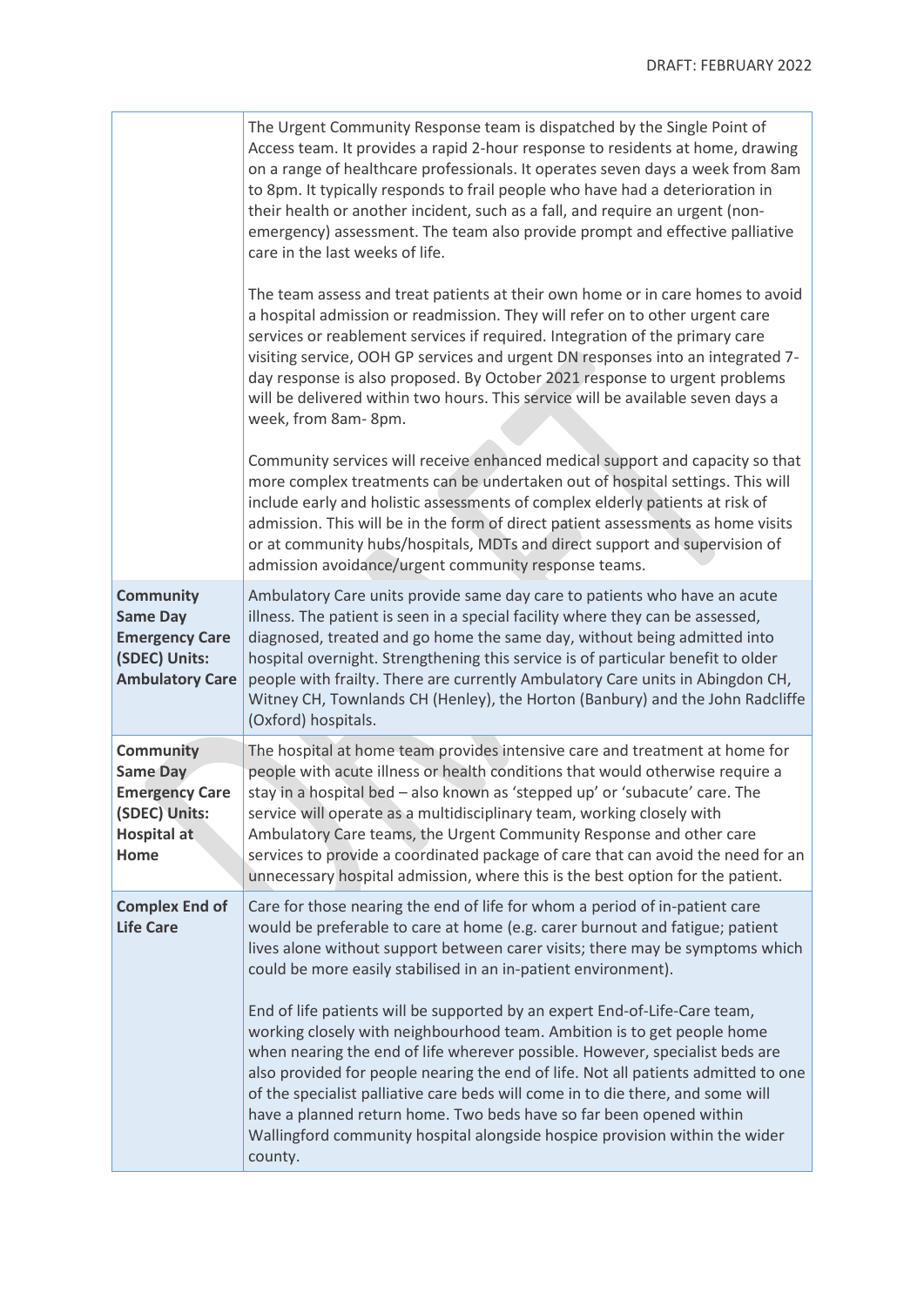| | |
|---|---|
| | The Urgent Community Response team is dispatched by the Single Point of Access team. It provides a rapid 2-hour response to residents at home, drawing on a range of healthcare professionals. It operates seven days a week from 8am to 8pm. It typically responds to frail people who have had a deterioration in their health or another incident, such as a fall, and require an urgent (non-emergency) assessment. The team also provide prompt and effective palliative care in the last weeks of life.<br><br>The team assess and treat patients at their own home or in care homes to avoid a hospital admission or readmission. They will refer on to other urgent care services or reablement services if required. Integration of the primary care visiting service, OOH GP services and urgent DN responses into an integrated 7-day response is also proposed. By October 2021 response to urgent problems will be delivered within two hours. This service will be available seven days a week, from 8am- 8pm.<br><br>Community services will receive enhanced medical support and capacity so that more complex treatments can be undertaken out of hospital settings. This will include early and holistic assessments of complex elderly patients at risk of admission. This will be in the form of direct patient assessments as home visits or at community hubs/hospitals, MDTs and direct support and supervision of admission avoidance/urgent community response teams. |
| **Community Same Day Emergency Care (SDEC) Units: Ambulatory Care** | Ambulatory Care units provide same day care to patients who have an acute illness. The patient is seen in a special facility where they can be assessed, diagnosed, treated and go home the same day, without being admitted into hospital overnight. Strengthening this service is of particular benefit to older people with frailty. There are currently Ambulatory Care units in Abingdon CH, Witney CH, Townlands CH (Henley), the Horton (Banbury) and the John Radcliffe (Oxford) hospitals. |
| **Community Same Day Emergency Care (SDEC) Units: Hospital at Home** | The hospital at home team provides intensive care and treatment at home for people with acute illness or health conditions that would otherwise require a stay in a hospital bed – also known as 'stepped up' or 'subacute' care. The service will operate as a multidisciplinary team, working closely with Ambulatory Care teams, the Urgent Community Response and other care services to provide a coordinated package of care that can avoid the need for an unnecessary hospital admission, where this is the best option for the patient. |
| **Complex End of Life Care** | Care for those nearing the end of life for whom a period of in-patient care would be preferable to care at home (e.g. carer burnout and fatigue; patient lives alone without support between carer visits; there may be symptoms which could be more easily stabilised in an in-patient environment).<br><br>End of life patients will be supported by an expert End-of-Life-Care team, working closely with neighbourhood team. Ambition is to get people home when nearing the end of life wherever possible. However, specialist beds are also provided for people nearing the end of life. Not all patients admitted to one of the specialist palliative care beds will come in to die there, and some will have a planned return home. Two beds have so far been opened within Wallingford community hospital alongside hospice provision within the wider county. |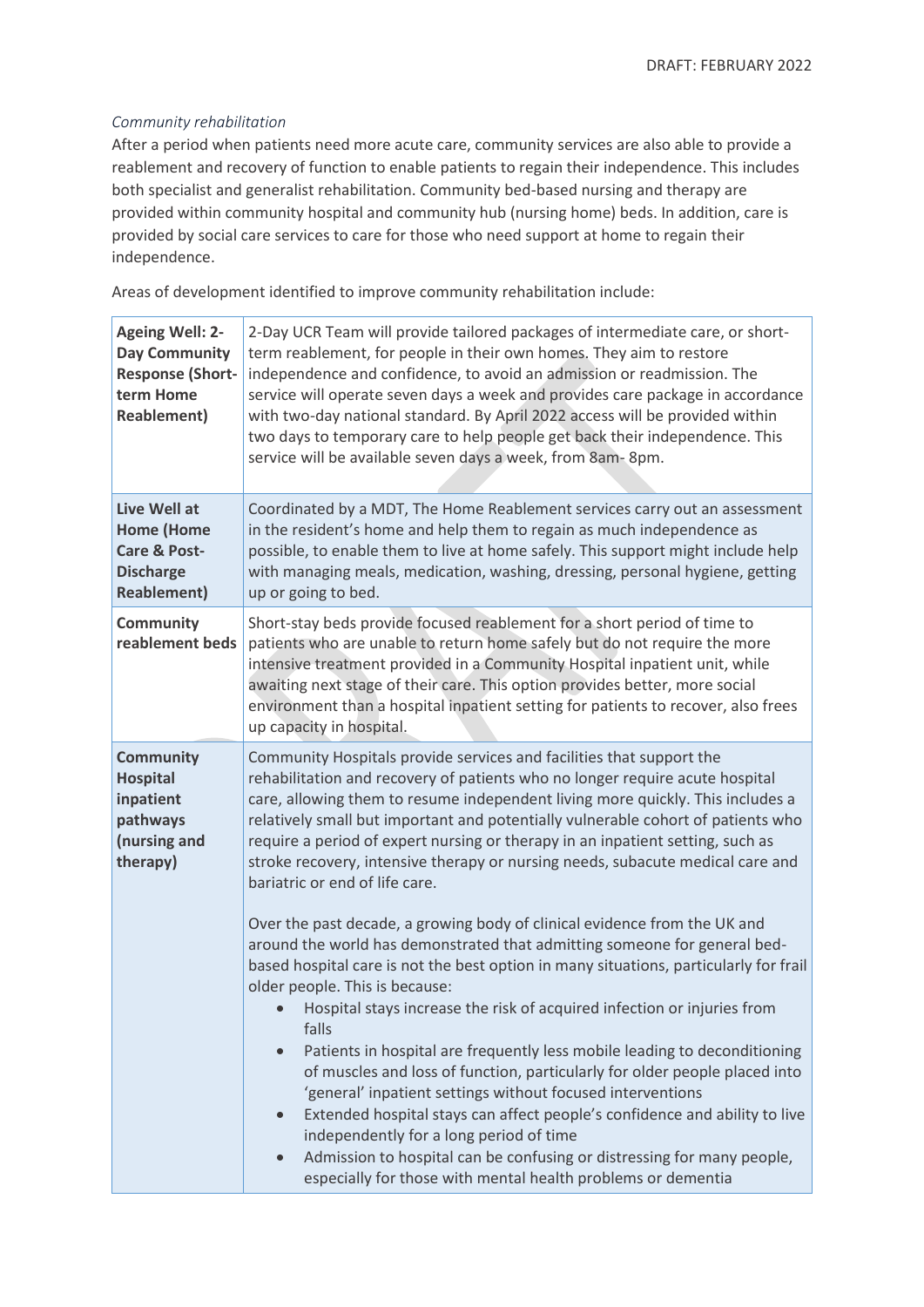*Community rehabilitation*

After a period when patients need more acute care, community services are also able to provide a reablement and recovery of function to enable patients to regain their independence. This includes both specialist and generalist rehabilitation. Community bed-based nursing and therapy are provided within community hospital and community hub (nursing home) beds. In addition, care is provided by social care services to care for those who need support at home to regain their independence.

Areas of development identified to improve community rehabilitation include:

| | |
|---|---|
| **Ageing Well: 2-Day Community Response (Short-term Home Reablement)** | 2-Day UCR Team will provide tailored packages of intermediate care, or short-term reablement, for people in their own homes. They aim to restore independence and confidence, to avoid an admission or readmission. The service will operate seven days a week and provides care package in accordance with two-day national standard. By April 2022 access will be provided within two days to temporary care to help people get back their independence. This service will be available seven days a week, from 8am- 8pm. |
| **Live Well at Home (Home Care & Post-Discharge Reablement)** | Coordinated by a MDT, The Home Reablement services carry out an assessment in the resident's home and help them to regain as much independence as possible, to enable them to live at home safely. This support might include help with managing meals, medication, washing, dressing, personal hygiene, getting up or going to bed. |
| **Community reablement beds** | Short-stay beds provide focused reablement for a short period of time to patients who are unable to return home safely but do not require the more intensive treatment provided in a Community Hospital inpatient unit, while awaiting next stage of their care. This option provides better, more social environment than a hospital inpatient setting for patients to recover, also frees up capacity in hospital. |
| **Community Hospital inpatient pathways (nursing and therapy)** | Community Hospitals provide services and facilities that support the rehabilitation and recovery of patients who no longer require acute hospital care, allowing them to resume independent living more quickly. This includes a relatively small but important and potentially vulnerable cohort of patients who require a period of expert nursing or therapy in an inpatient setting, such as stroke recovery, intensive therapy or nursing needs, subacute medical care and bariatric or end of life care.<br><br>Over the past decade, a growing body of clinical evidence from the UK and around the world has demonstrated that admitting someone for general bed-based hospital care is not the best option in many situations, particularly for frail older people. This is because:<br>• Hospital stays increase the risk of acquired infection or injuries from falls<br>• Patients in hospital are frequently less mobile leading to deconditioning of muscles and loss of function, particularly for older people placed into 'general' inpatient settings without focused interventions<br>• Extended hospital stays can affect people's confidence and ability to live independently for a long period of time<br>• Admission to hospital can be confusing or distressing for many people, especially for those with mental health problems or dementia |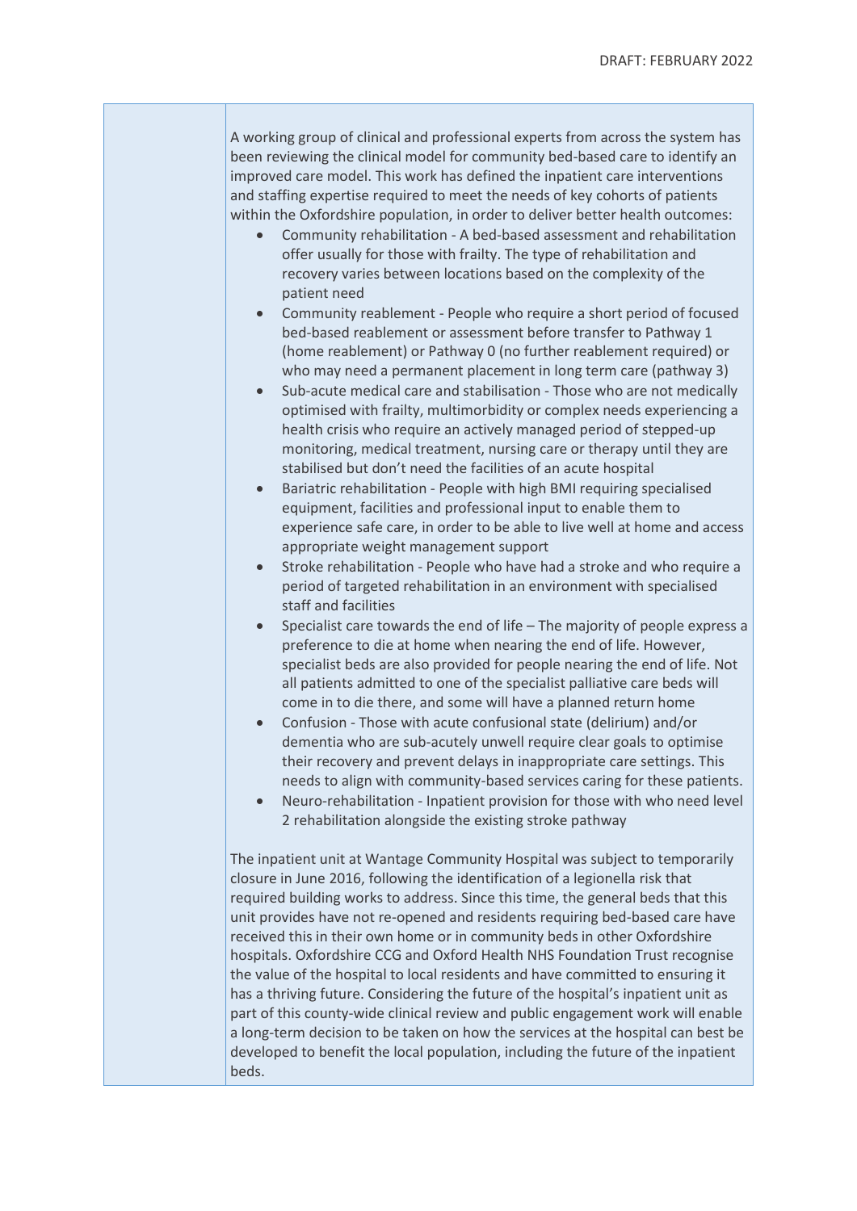A working group of clinical and professional experts from across the system has been reviewing the clinical model for community bed-based care to identify an improved care model. This work has defined the inpatient care interventions and staffing expertise required to meet the needs of key cohorts of patients within the Oxfordshire population, in order to deliver better health outcomes:

- Community rehabilitation - A bed-based assessment and rehabilitation offer usually for those with frailty. The type of rehabilitation and recovery varies between locations based on the complexity of the patient need
- Community reablement - People who require a short period of focused bed-based reablement or assessment before transfer to Pathway 1 (home reablement) or Pathway 0 (no further reablement required) or who may need a permanent placement in long term care (pathway 3)
- Sub-acute medical care and stabilisation - Those who are not medically optimised with frailty, multimorbidity or complex needs experiencing a health crisis who require an actively managed period of stepped-up monitoring, medical treatment, nursing care or therapy until they are stabilised but don't need the facilities of an acute hospital
- Bariatric rehabilitation - People with high BMI requiring specialised equipment, facilities and professional input to enable them to experience safe care, in order to be able to live well at home and access appropriate weight management support
- Stroke rehabilitation - People who have had a stroke and who require a period of targeted rehabilitation in an environment with specialised staff and facilities
- Specialist care towards the end of life – The majority of people express a preference to die at home when nearing the end of life. However, specialist beds are also provided for people nearing the end of life. Not all patients admitted to one of the specialist palliative care beds will come in to die there, and some will have a planned return home
- Confusion - Those with acute confusional state (delirium) and/or dementia who are sub-acutely unwell require clear goals to optimise their recovery and prevent delays in inappropriate care settings. This needs to align with community-based services caring for these patients.
- Neuro-rehabilitation - Inpatient provision for those with who need level 2 rehabilitation alongside the existing stroke pathway

The inpatient unit at Wantage Community Hospital was subject to temporarily closure in June 2016, following the identification of a legionella risk that required building works to address. Since this time, the general beds that this unit provides have not re-opened and residents requiring bed-based care have received this in their own home or in community beds in other Oxfordshire hospitals. Oxfordshire CCG and Oxford Health NHS Foundation Trust recognise the value of the hospital to local residents and have committed to ensuring it has a thriving future. Considering the future of the hospital's inpatient unit as part of this county-wide clinical review and public engagement work will enable a long-term decision to be taken on how the services at the hospital can best be developed to benefit the local population, including the future of the inpatient beds.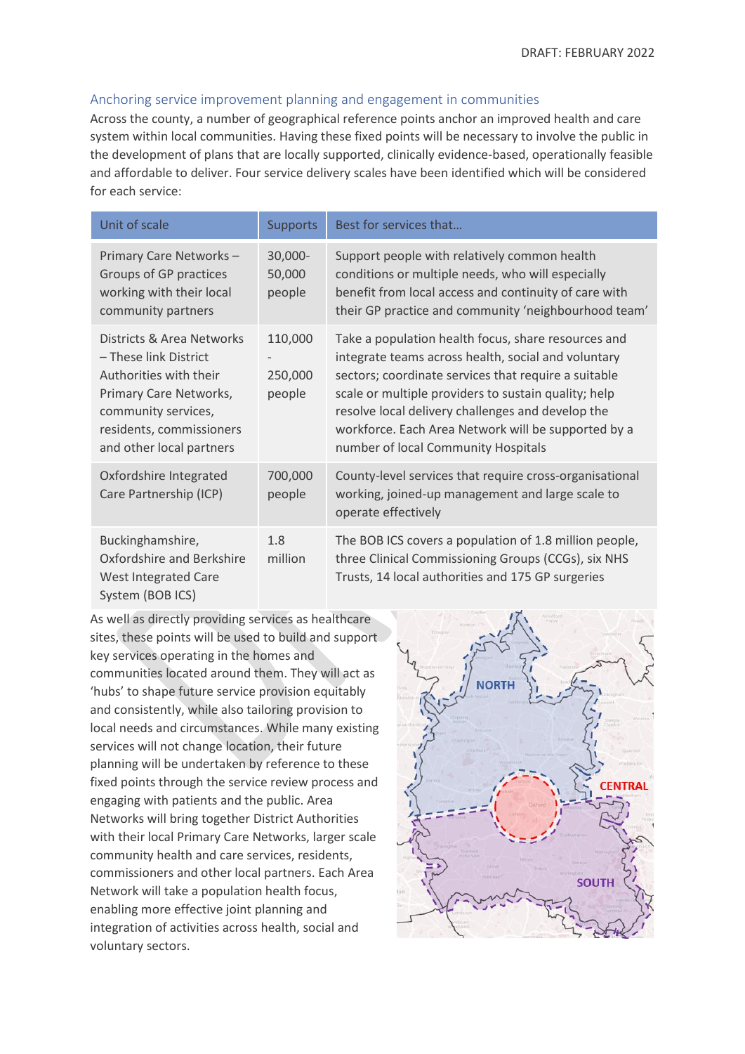### Anchoring service improvement planning and engagement in communities

Across the county, a number of geographical reference points anchor an improved health and care system within local communities. Having these fixed points will be necessary to involve the public in the development of plans that are locally supported, clinically evidence-based, operationally feasible and affordable to deliver. Four service delivery scales have been identified which will be considered for each service:

| Unit of scale | Supports | Best for services that… |
|---|---|---|
| Primary Care Networks – Groups of GP practices working with their local community partners | 30,000-50,000 people | Support people with relatively common health conditions or multiple needs, who will especially benefit from local access and continuity of care with their GP practice and community 'neighbourhood team' |
| Districts & Area Networks – These link District Authorities with their Primary Care Networks, community services, residents, commissioners and other local partners | 110,000 - 250,000 people | Take a population health focus, share resources and integrate teams across health, social and voluntary sectors; coordinate services that require a suitable scale or multiple providers to sustain quality; help resolve local delivery challenges and develop the workforce. Each Area Network will be supported by a number of local Community Hospitals |
| Oxfordshire Integrated Care Partnership (ICP) | 700,000 people | County-level services that require cross-organisational working, joined-up management and large scale to operate effectively |
| Buckinghamshire, Oxfordshire and Berkshire West Integrated Care System (BOB ICS) | 1.8 million | The BOB ICS covers a population of 1.8 million people, three Clinical Commissioning Groups (CCGs), six NHS Trusts, 14 local authorities and 175 GP surgeries |

As well as directly providing services as healthcare sites, these points will be used to build and support key services operating in the homes and communities located around them. They will act as 'hubs' to shape future service provision equitably and consistently, while also tailoring provision to local needs and circumstances. While many existing services will not change location, their future planning will be undertaken by reference to these fixed points through the service review process and engaging with patients and the public. Area Networks will bring together District Authorities with their local Primary Care Networks, larger scale community health and care services, residents, commissioners and other local partners. Each Area Network will take a population health focus, enabling more effective joint planning and integration of activities across health, social and voluntary sectors.

NORTH

CENTRAL

SOUTH